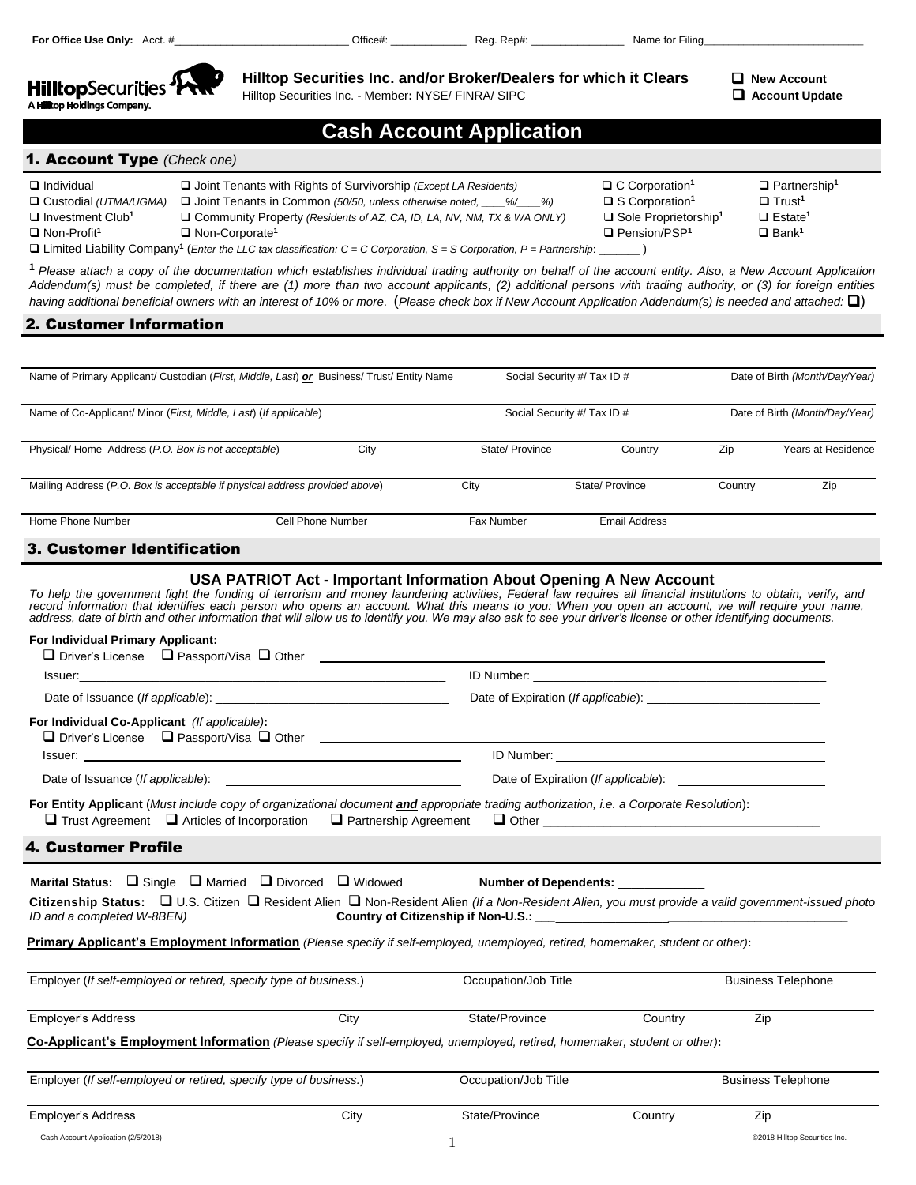**For Office Use Only:** Acct. #\_\_\_\_\_\_\_\_\_\_\_\_\_\_\_\_\_\_\_\_\_\_\_\_\_\_\_\_\_ Office#: \_\_\_\_\_\_\_\_\_\_\_\_\_ Reg. Rep#: \_\_\_\_\_\_\_\_\_\_\_\_\_\_\_\_ Name for Filing\_\_\_\_\_\_\_\_\_\_\_\_\_\_\_\_\_\_\_\_\_\_\_\_\_\_\_\_

**HilltopSecurities** A Hilltop Holdings Company.

**Hilltop Securities Inc. and/or Broker/Dealers for which it Clears**
Hilltop Securities Inc. - Member: NYSE/ FINRA/ SIPC

❑ **New Account**
❑ **Account Update**

# Cash Account Application

## 1. Account Type *(Check one)*

| | | | |
|---|---|---|---|
| ❑ Individual | ❑ Joint Tenants with Rights of Survivorship *(Except LA Residents)* | ❑ C Corporation[1] | ❑ Partnership[1] |
| ❑ Custodial *(UTMA/UGMA)* | ❑ Joint Tenants in Common *(50/50, unless otherwise noted, \_\_\_\_%/\_\_\_\_%)* | ❑ S Corporation[1] | ❑ Trust[1] |
| ❑ Investment Club[1] | ❑ Community Property *(Residents of AZ, CA, ID, LA, NV, NM, TX & WA ONLY)* | ❑ Sole Proprietorship[1] | ❑ Estate[1] |
| ❑ Non-Profit[1] | ❑ Non-Corporate[1] | ❑ Pension/PSP[1] | ❑ Bank[1] |

❑ Limited Liability Company[1] (*Enter the LLC tax classification: C = C Corporation, S = S Corporation, P = Partnership*: \_\_\_\_\_\_ )

[1] *Please attach a copy of the documentation which establishes individual trading authority on behalf of the account entity. Also, a New Account Application Addendum(s) must be completed, if there are (1) more than two account applicants, (2) additional persons with trading authority, or (3) for foreign entities having additional beneficial owners with an interest of 10% or more.* (*Please check box if New Account Application Addendum(s) is needed and attached:* ❑)

## 2. Customer Information

| Name of Primary Applicant/ Custodian (*First, Middle, Last*) ***or*** Business/ Trust/ Entity Name | Social Security #/ Tax ID # | Date of Birth *(Month/Day/Year)* |
|---|---|---|

| Name of Co-Applicant/ Minor (*First, Middle, Last*) (*If applicable*) | Social Security #/ Tax ID # | Date of Birth *(Month/Day/Year)* |
|---|---|---|

| Physical/ Home Address (*P.O. Box is not acceptable*) | City | State/ Province | Country | Zip | Years at Residence |
|---|---|---|---|---|---|

| Mailing Address (*P.O. Box is acceptable if physical address provided above*) | City | State/ Province | Country | Zip |
|---|---|---|---|---|

| Home Phone Number | Cell Phone Number | Fax Number | Email Address |
|---|---|---|---|

## 3. Customer Identification

### USA PATRIOT Act - Important Information About Opening A New Account

*To help the government fight the funding of terrorism and money laundering activities, Federal law requires all financial institutions to obtain, verify, and record information that identifies each person who opens an account. What this means to you: When you open an account, we will require your name, address, date of birth and other information that will allow us to identify you. We may also ask to see your driver's license or other identifying documents.*

**For Individual Primary Applicant:**
❑ Driver's License ❑ Passport/Visa ❑ Other \_\_\_\_\_\_\_\_\_\_\_\_\_\_\_\_\_\_\_\_\_\_\_\_\_\_\_\_\_\_\_\_
Issuer: \_\_\_\_\_\_\_\_\_\_\_\_\_\_\_\_\_\_\_\_\_\_\_\_\_\_ ID Number: \_\_\_\_\_\_\_\_\_\_\_\_\_\_\_\_\_\_\_\_\_\_\_\_\_\_
Date of Issuance (*If applicable*): \_\_\_\_\_\_\_\_\_\_\_\_\_\_\_\_ Date of Expiration (*If applicable*): \_\_\_\_\_\_\_\_\_\_\_\_\_\_\_\_

**For Individual Co-Applicant** *(If applicable)***:**
❑ Driver's License ❑ Passport/Visa ❑ Other \_\_\_\_\_\_\_\_\_\_\_\_\_\_\_\_\_\_\_\_\_\_\_\_\_\_\_\_\_\_\_\_
Issuer: \_\_\_\_\_\_\_\_\_\_\_\_\_\_\_\_\_\_\_\_\_\_\_\_\_\_ ID Number: \_\_\_\_\_\_\_\_\_\_\_\_\_\_\_\_\_\_\_\_\_\_\_\_\_\_
Date of Issuance (*If applicable*): \_\_\_\_\_\_\_\_\_\_\_\_\_\_\_\_ Date of Expiration (*If applicable*): \_\_\_\_\_\_\_\_\_\_\_\_\_\_\_\_

**For Entity Applicant** (*Must include copy of organizational document* ***and*** *appropriate trading authorization, i.e. a Corporate Resolution*)**:**
❑ Trust Agreement ❑ Articles of Incorporation ❑ Partnership Agreement ❑ Other \_\_\_\_\_\_\_\_\_\_\_\_\_\_\_\_\_\_\_\_\_\_\_\_\_\_\_\_\_\_\_\_

## 4. Customer Profile

**Marital Status:** ❑ Single ❑ Married ❑ Divorced ❑ Widowed **Number of Dependents:** \_\_\_\_\_\_\_\_\_\_\_\_

**Citizenship Status:** ❑ U.S. Citizen ❑ Resident Alien ❑ Non-Resident Alien *(If a Non-Resident Alien, you must provide a valid government-issued photo ID and a completed W-8BEN)* **Country of Citizenship if Non-U.S.:** \_\_\_\_\_\_\_\_\_\_\_\_\_\_\_\_\_\_\_\_\_\_\_\_\_\_\_\_

**Primary Applicant's Employment Information** *(Please specify if self-employed, unemployed, retired, homemaker, student or other)***:**

| Employer (*If self-employed or retired, specify type of business.*) | Occupation/Job Title | Business Telephone |
|---|---|---|

| Employer's Address | City | State/Province | Country | Zip |
|---|---|---|---|---|

**Co-Applicant's Employment Information** *(Please specify if self-employed, unemployed, retired, homemaker, student or other)***:**

| Employer (*If self-employed or retired, specify type of business.*) | Occupation/Job Title | Business Telephone |
|---|---|---|

| Employer's Address | City | State/Province | Country | Zip |
|---|---|---|---|---|

Cash Account Application (2/5/2018) ©2018 Hilltop Securities Inc.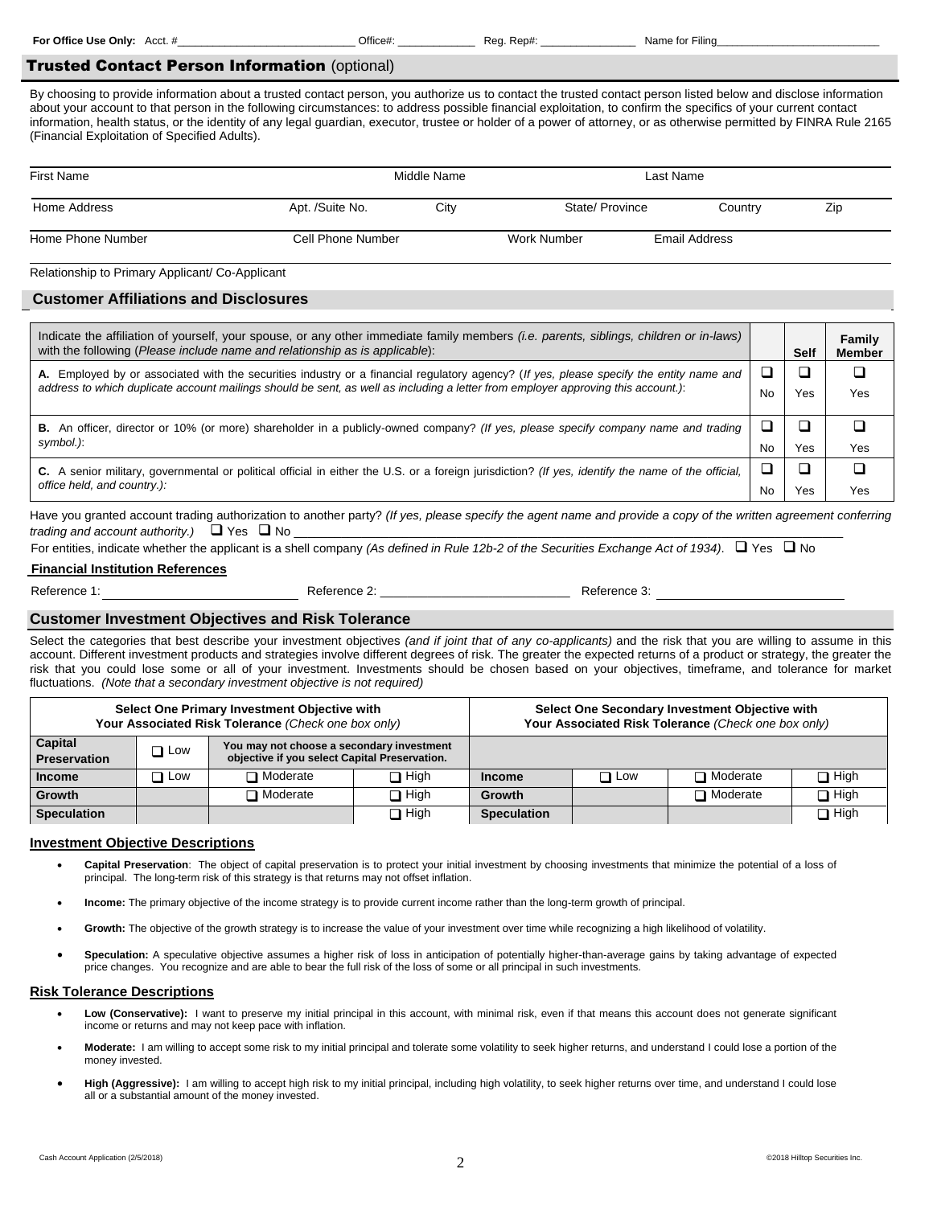For Office Use Only: Acct. #_____________________________ Office#: _____________ Reg. Rep#: ________________ Name for Filing____________________________

## Trusted Contact Person Information (optional)

By choosing to provide information about a trusted contact person, you authorize us to contact the trusted contact person listed below and disclose information about your account to that person in the following circumstances: to address possible financial exploitation, to confirm the specifics of your current contact information, health status, or the identity of any legal guardian, executor, trustee or holder of a power of attorney, or as otherwise permitted by FINRA Rule 2165 (Financial Exploitation of Specified Adults).

First Name | Middle Name | Last Name

Home Address | Apt. /Suite No. | City | State/ Province | Country | Zip

Home Phone Number | Cell Phone Number | Work Number | Email Address

Relationship to Primary Applicant/ Co-Applicant

## Customer Affiliations and Disclosures

| Indicate the affiliation of yourself, your spouse, or any other immediate family members *(i.e. parents, siblings, children or in-laws)* with the following (*Please include name and relationship as is applicable*): | | Self | Family Member |
|---|---|---|---|
| **A.** Employed by or associated with the securities industry or a financial regulatory agency? (*If yes, please specify the entity name and address to which duplicate account mailings should be sent, as well as including a letter from employer approving this account.)*: | ❑ No | ❑ Yes | ❑ Yes |
| **B.** An officer, director or 10% (or more) shareholder in a publicly-owned company? *(If yes, please specify company name and trading symbol.)*: | ❑ No | ❑ Yes | ❑ Yes |
| **C.** A senior military, governmental or political official in either the U.S. or a foreign jurisdiction? *(If yes, identify the name of the official, office held, and country.):* | ❑ No | ❑ Yes | ❑ Yes |

Have you granted account trading authorization to another party? *(If yes, please specify the agent name and provide a copy of the written agreement conferring trading and account authority.)* ❑ Yes ❑ No ______________________________

For entities, indicate whether the applicant is a shell company *(As defined in Rule 12b-2 of the Securities Exchange Act of 1934)*. ❑ Yes ❑ No

### Financial Institution References

Reference 1: ____________________ Reference 2: ____________________ Reference 3: ____________________

## Customer Investment Objectives and Risk Tolerance

Select the categories that best describe your investment objectives *(and if joint that of any co-applicants)* and the risk that you are willing to assume in this account. Different investment products and strategies involve different degrees of risk. The greater the expected returns of a product or strategy, the greater the risk that you could lose some or all of your investment. Investments should be chosen based on your objectives, timeframe, and tolerance for market fluctuations. *(Note that a secondary investment objective is not required)*

| **Select One Primary Investment Objective with Your Associated Risk Tolerance** *(Check one box only)* | | | | **Select One Secondary Investment Objective with Your Associated Risk Tolerance** *(Check one box only)* | | | |
|---|---|---|---|---|---|---|---|
| **Capital Preservation** | ❑ Low | **You may not choose a secondary investment objective if you select Capital Preservation.** | | | | | |
| **Income** | ❑ Low | ❑ Moderate | ❑ High | **Income** | ❑ Low | ❑ Moderate | ❑ High |
| **Growth** | | ❑ Moderate | ❑ High | **Growth** | | ❑ Moderate | ❑ High |
| **Speculation** | | | ❑ High | **Speculation** | | | ❑ High |

### Investment Objective Descriptions

- **Capital Preservation**: The object of capital preservation is to protect your initial investment by choosing investments that minimize the potential of a loss of principal. The long-term risk of this strategy is that returns may not offset inflation.
- **Income:** The primary objective of the income strategy is to provide current income rather than the long-term growth of principal.
- **Growth:** The objective of the growth strategy is to increase the value of your investment over time while recognizing a high likelihood of volatility.
- **Speculation:** A speculative objective assumes a higher risk of loss in anticipation of potentially higher-than-average gains by taking advantage of expected price changes. You recognize and are able to bear the full risk of the loss of some or all principal in such investments.

### Risk Tolerance Descriptions

- **Low (Conservative):** I want to preserve my initial principal in this account, with minimal risk, even if that means this account does not generate significant income or returns and may not keep pace with inflation.
- **Moderate:** I am willing to accept some risk to my initial principal and tolerate some volatility to seek higher returns, and understand I could lose a portion of the money invested.
- **High (Aggressive):** I am willing to accept high risk to my initial principal, including high volatility, to seek higher returns over time, and understand I could lose all or a substantial amount of the money invested.

Cash Account Application (2/5/2018) ©2018 Hilltop Securities Inc.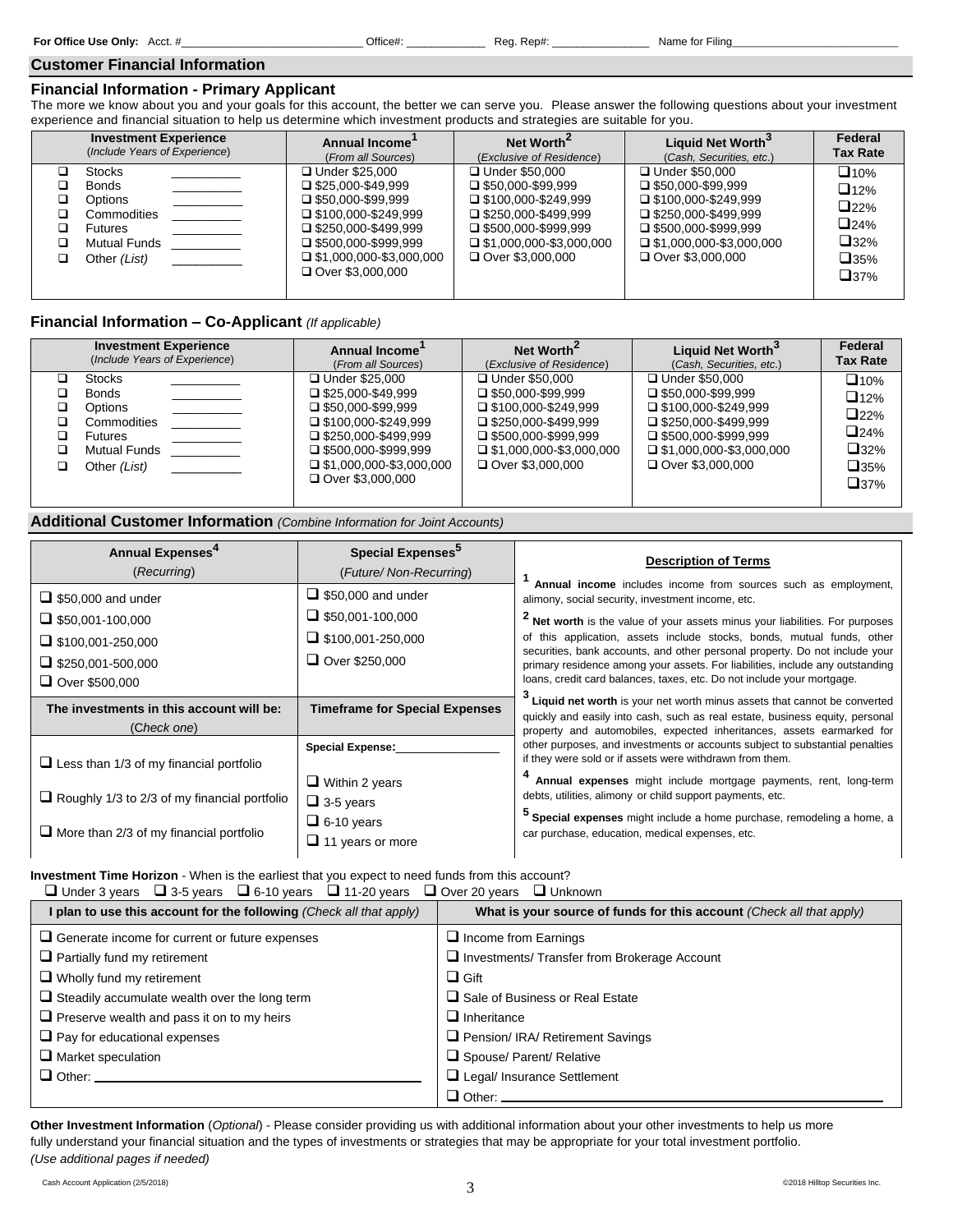**For Office Use Only:** Acct. #\_\_\_\_\_\_\_\_\_\_\_\_\_\_\_\_\_\_\_\_\_\_\_\_\_\_\_\_ Office#: \_\_\_\_\_\_\_\_\_\_\_\_ Reg. Rep#: \_\_\_\_\_\_\_\_\_\_\_\_\_\_\_ Name for Filing\_\_\_\_\_\_\_\_\_\_\_\_\_\_\_\_\_\_\_\_\_\_\_\_\_\_\_

## Customer Financial Information

### Financial Information - Primary Applicant

The more we know about you and your goals for this account, the better we can serve you. Please answer the following questions about your investment experience and financial situation to help us determine which investment products and strategies are suitable for you.

| Investment Experience (*Include Years of Experience*) | Annual Income[1] (From all Sources) | Net Worth[2] (*Exclusive of Residence*) | Liquid Net Worth[3] (Cash, Securities, etc.) | Federal Tax Rate |
|---|---|---|---|---|
| ❑ Stocks \_\_\_\_\_\_\_\_\_\_ | ❑ Under $25,000 | ❑ Under $50,000 | ❑ Under $50,000 | ❑10% |
| ❑ Bonds \_\_\_\_\_\_\_\_\_\_ | ❑ $25,000-$49,999 | ❑ $50,000-$99,999 | ❑ $50,000-$99,999 | ❑12% |
| ❑ Options \_\_\_\_\_\_\_\_\_\_ | ❑ $50,000-$99,999 | ❑ $100,000-$249,999 | ❑ $100,000-$249,999 | ❑22% |
| ❑ Commodities \_\_\_\_\_\_\_\_\_\_ | ❑ $100,000-$249,999 | ❑ $250,000-$499,999 | ❑ $250,000-$499,999 | ❑24% |
| ❑ Futures \_\_\_\_\_\_\_\_\_\_ | ❑ $250,000-$499,999 | ❑ $500,000-$999,999 | ❑ $500,000-$999,999 | ❑32% |
| ❑ Mutual Funds \_\_\_\_\_\_\_\_\_\_ | ❑ $500,000-$999,999 | ❑ $1,000,000-$3,000,000 | ❑ $1,000,000-$3,000,000 | ❑35% |
| ❑ Other *(List)* \_\_\_\_\_\_\_\_\_\_ | ❑ $1,000,000-$3,000,000 | ❑ Over $3,000,000 | ❑ Over $3,000,000 | ❑37% |
| | ❑ Over $3,000,000 | | | |

### Financial Information – Co-Applicant *(If applicable)*

| Investment Experience (*Include Years of Experience*) | Annual Income[1] (From all Sources) | Net Worth[2] (*Exclusive of Residence*) | Liquid Net Worth[3] (Cash, Securities, etc.) | Federal Tax Rate |
|---|---|---|---|---|
| ❑ Stocks \_\_\_\_\_\_\_\_\_\_ | ❑ Under $25,000 | ❑ Under $50,000 | ❑ Under $50,000 | ❑10% |
| ❑ Bonds \_\_\_\_\_\_\_\_\_\_ | ❑ $25,000-$49,999 | ❑ $50,000-$99,999 | ❑ $50,000-$99,999 | ❑12% |
| ❑ Options \_\_\_\_\_\_\_\_\_\_ | ❑ $50,000-$99,999 | ❑ $100,000-$249,999 | ❑ $100,000-$249,999 | ❑22% |
| ❑ Commodities \_\_\_\_\_\_\_\_\_\_ | ❑ $100,000-$249,999 | ❑ $250,000-$499,999 | ❑ $250,000-$499,999 | ❑24% |
| ❑ Futures \_\_\_\_\_\_\_\_\_\_ | ❑ $250,000-$499,999 | ❑ $500,000-$999,999 | ❑ $500,000-$999,999 | ❑32% |
| ❑ Mutual Funds \_\_\_\_\_\_\_\_\_\_ | ❑ $500,000-$999,999 | ❑ $1,000,000-$3,000,000 | ❑ $1,000,000-$3,000,000 | ❑35% |
| ❑ Other *(List)* \_\_\_\_\_\_\_\_\_\_ | ❑ $1,000,000-$3,000,000 | ❑ Over $3,000,000 | ❑ Over $3,000,000 | ❑37% |
| | ❑ Over $3,000,000 | | | |

## Additional Customer Information *(Combine Information for Joint Accounts)*

| Annual Expenses[4] (*Recurring*) | Special Expenses[5] (*Future/ Non-Recurring*) |
|---|---|
| ❑ $50,000 and under | ❑ $50,000 and under |
| ❑ $50,001-100,000 | ❑ $50,001-100,000 |
| ❑ $100,001-250,000 | ❑ $100,001-250,000 |
| ❑ $250,001-500,000 | ❑ Over $250,000 |
| ❑ Over $500,000 | |

| The investments in this account will be: (*Check one*) | Timeframe for Special Expenses |
|---|---|
| | Special Expense:\_\_\_\_\_\_\_\_\_\_\_\_\_\_\_\_ |
| ❑ Less than 1/3 of my financial portfolio | ❑ Within 2 years |
| ❑ Roughly 1/3 to 2/3 of my financial portfolio | ❑ 3-5 years |
| ❑ More than 2/3 of my financial portfolio | ❑ 6-10 years |
| | ❑ 11 years or more |

**Description of Terms**

[1] **Annual income** includes income from sources such as employment, alimony, social security, investment income, etc.

[2] **Net worth** is the value of your assets minus your liabilities. For purposes of this application, assets include stocks, bonds, mutual funds, other securities, bank accounts, and other personal property. Do not include your primary residence among your assets. For liabilities, include any outstanding loans, credit card balances, taxes, etc. Do not include your mortgage.

[3] **Liquid net worth** is your net worth minus assets that cannot be converted quickly and easily into cash, such as real estate, business equity, personal property and automobiles, expected inheritances, assets earmarked for other purposes, and investments or accounts subject to substantial penalties if they were sold or if assets were withdrawn from them.

[4] **Annual expenses** might include mortgage payments, rent, long-term debts, utilities, alimony or child support payments, etc.

[5] **Special expenses** might include a home purchase, remodeling a home, a car purchase, education, medical expenses, etc.

**Investment Time Horizon** - When is the earliest that you expect to need funds from this account?

❑ Under 3 years ❑ 3-5 years ❑ 6-10 years ❑ 11-20 years ❑ Over 20 years ❑ Unknown

| I plan to use this account for the following *(Check all that apply)* | What is your source of funds for this account *(Check all that apply)* |
|---|---|
| ❑ Generate income for current or future expenses | ❑ Income from Earnings |
| ❑ Partially fund my retirement | ❑ Investments/ Transfer from Brokerage Account |
| ❑ Wholly fund my retirement | ❑ Gift |
| ❑ Steadily accumulate wealth over the long term | ❑ Sale of Business or Real Estate |
| ❑ Preserve wealth and pass it on to my heirs | ❑ Inheritance |
| ❑ Pay for educational expenses | ❑ Pension/ IRA/ Retirement Savings |
| ❑ Market speculation | ❑ Spouse/ Parent/ Relative |
| ❑ Other: \_\_\_\_\_\_\_\_\_\_\_\_\_\_\_\_\_\_\_\_\_\_\_\_\_\_\_\_ | ❑ Legal/ Insurance Settlement |
| | ❑ Other: \_\_\_\_\_\_\_\_\_\_\_\_\_\_\_\_\_\_\_\_\_\_\_\_\_\_\_\_ |

**Other Investment Information** (*Optional*) - Please consider providing us with additional information about your other investments to help us more fully understand your financial situation and the types of investments or strategies that may be appropriate for your total investment portfolio. *(Use additional pages if needed)*

Cash Account Application (2/5/2018) ©2018 Hilltop Securities Inc.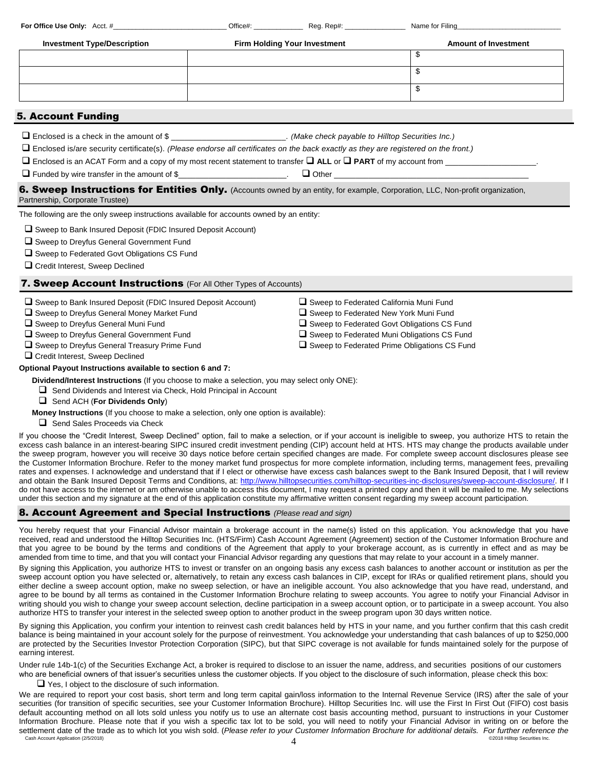For Office Use Only: Acct. #___________________________ Office#: ____________ Reg. Rep#: _______________ Name for Filing___________________________

| Investment Type/Description | Firm Holding Your Investment | Amount of Investment |
|---|---|---|
| | | $ |
| | | $ |
| | | $ |

## 5. Account Funding

❑ Enclosed is a check in the amount of $ ________________________. *(Make check payable to Hilltop Securities Inc.)*

❑ Enclosed is/are security certificate(s). *(Please endorse all certificates on the back exactly as they are registered on the front.)*

❑ Enclosed is an ACAT Form and a copy of my most recent statement to transfer ❑ **ALL** or ❑ **PART** of my account from ___________________.

❑ Funded by wire transfer in the amount of $________________________. ❑ Other _____________________________________________

## 6. Sweep Instructions for Entities Only. (Accounts owned by an entity, for example, Corporation, LLC, Non-profit organization, Partnership, Corporate Trustee)

The following are the only sweep instructions available for accounts owned by an entity:

❑ Sweep to Bank Insured Deposit (FDIC Insured Deposit Account)
❑ Sweep to Dreyfus General Government Fund
❑ Sweep to Federated Govt Obligations CS Fund
❑ Credit Interest, Sweep Declined

## 7. Sweep Account Instructions (For All Other Types of Accounts)

❑ Sweep to Bank Insured Deposit (FDIC Insured Deposit Account)
❑ Sweep to Dreyfus General Money Market Fund
❑ Sweep to Dreyfus General Muni Fund
❑ Sweep to Dreyfus General Government Fund
❑ Sweep to Dreyfus General Treasury Prime Fund
❑ Credit Interest, Sweep Declined
❑ Sweep to Federated California Muni Fund
❑ Sweep to Federated New York Muni Fund
❑ Sweep to Federated Govt Obligations CS Fund
❑ Sweep to Federated Muni Obligations CS Fund
❑ Sweep to Federated Prime Obligations CS Fund

**Optional Payout Instructions available to section 6 and 7:**

**Dividend/Interest Instructions** (If you choose to make a selection, you may select only ONE):
❑ Send Dividends and Interest via Check, Hold Principal in Account
❑ Send ACH (**For Dividends Only**)

**Money Instructions** (If you choose to make a selection, only one option is available):
❑ Send Sales Proceeds via Check

If you choose the "Credit Interest, Sweep Declined" option, fail to make a selection, or if your account is ineligible to sweep, you authorize HTS to retain the excess cash balance in an interest-bearing SIPC insured credit investment pending (CIP) account held at HTS. HTS may change the products available under the sweep program, however you will receive 30 days notice before certain specified changes are made. For complete sweep account disclosures please see the Customer Information Brochure. Refer to the money market fund prospectus for more complete information, including terms, management fees, prevailing rates and expenses. I acknowledge and understand that if I elect or otherwise have excess cash balances swept to the Bank Insured Deposit, that I will review and obtain the Bank Insured Deposit Terms and Conditions, at: http://www.hilltopsecurities.com/hilltop-securities-inc-disclosures/sweep-account-disclosure/. If I do not have access to the internet or am otherwise unable to access this document, I may request a printed copy and then it will be mailed to me. My selections under this section and my signature at the end of this application constitute my affirmative written consent regarding my sweep account participation.

## 8. Account Agreement and Special Instructions *(Please read and sign)*

You hereby request that your Financial Advisor maintain a brokerage account in the name(s) listed on this application. You acknowledge that you have received, read and understood the Hilltop Securities Inc. (HTS/Firm) Cash Account Agreement (Agreement) section of the Customer Information Brochure and that you agree to be bound by the terms and conditions of the Agreement that apply to your brokerage account, as is currently in effect and as may be amended from time to time, and that you will contact your Financial Advisor regarding any questions that may relate to your account in a timely manner.

By signing this Application, you authorize HTS to invest or transfer on an ongoing basis any excess cash balances to another account or institution as per the sweep account option you have selected or, alternatively, to retain any excess cash balances in CIP, except for IRAs or qualified retirement plans, should you either decline a sweep account option, make no sweep selection, or have an ineligible account. You also acknowledge that you have read, understand, and agree to be bound by all terms as contained in the Customer Information Brochure relating to sweep accounts. You agree to notify your Financial Advisor in writing should you wish to change your sweep account selection, decline participation in a sweep account option, or to participate in a sweep account. You also authorize HTS to transfer your interest in the selected sweep option to another product in the sweep program upon 30 days written notice.

By signing this Application, you confirm your intention to reinvest cash credit balances held by HTS in your name, and you further confirm that this cash credit balance is being maintained in your account solely for the purpose of reinvestment. You acknowledge your understanding that cash balances of up to $250,000 are protected by the Securities Investor Protection Corporation (SIPC), but that SIPC coverage is not available for funds maintained solely for the purpose of earning interest.

Under rule 14b-1(c) of the Securities Exchange Act, a broker is required to disclose to an issuer the name, address, and securities positions of our customers who are beneficial owners of that issuer's securities unless the customer objects. If you object to the disclosure of such information, please check this box:

❑ Yes, I object to the disclosure of such information.

We are required to report your cost basis, short term and long term capital gain/loss information to the Internal Revenue Service (IRS) after the sale of your securities (for transition of specific securities, see your Customer Information Brochure). Hilltop Securities Inc. will use the First In First Out (FIFO) cost basis default accounting method on all lots sold unless you notify us to use an alternate cost basis accounting method, pursuant to instructions in your Customer Information Brochure. Please note that if you wish a specific tax lot to be sold, you will need to notify your Financial Advisor in writing on or before the settlement date of the trade as to which lot you wish sold. (*Please refer to your Customer Information Brochure for additional details. For further reference the*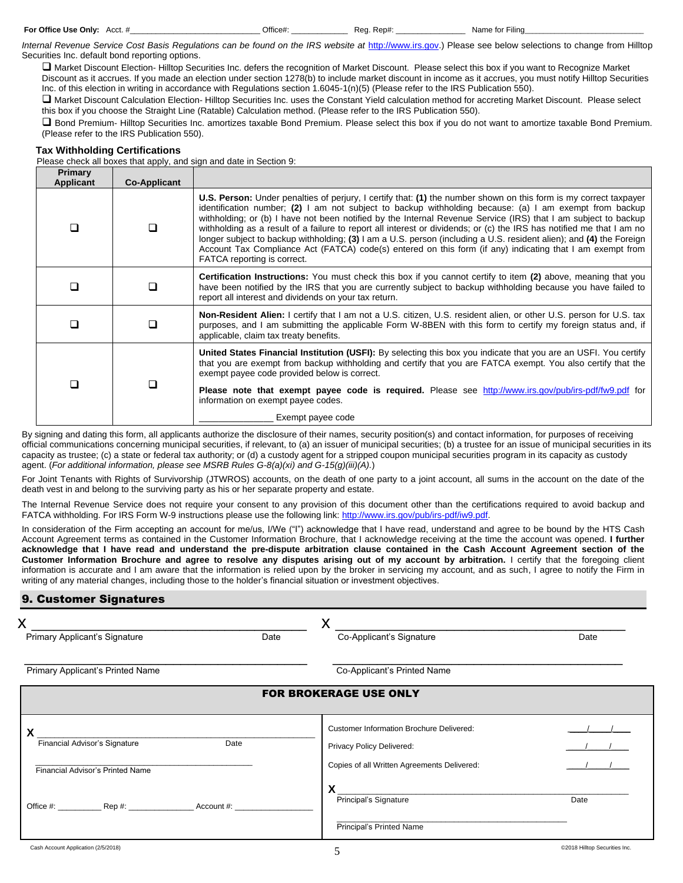**For Office Use Only:** Acct. #\_\_\_\_\_\_\_\_\_\_\_\_\_\_\_\_\_\_\_\_\_\_\_\_\_\_\_ Office#: \_\_\_\_\_\_\_\_\_\_\_\_ Reg. Rep#: \_\_\_\_\_\_\_\_\_\_\_\_\_\_\_ Name for Filing\_\_\_\_\_\_\_\_\_\_\_\_\_\_\_\_\_\_\_\_\_\_\_\_\_\_\_

*Internal Revenue Service Cost Basis Regulations can be found on the IRS website at* http://www.irs.gov.) Please see below selections to change from Hilltop Securities Inc. default bond reporting options.

❑ Market Discount Election- Hilltop Securities Inc. defers the recognition of Market Discount. Please select this box if you want to Recognize Market Discount as it accrues. If you made an election under section 1278(b) to include market discount in income as it accrues, you must notify Hilltop Securities Inc. of this election in writing in accordance with Regulations section 1.6045-1(n)(5) (Please refer to the IRS Publication 550).

❑ Market Discount Calculation Election- Hilltop Securities Inc. uses the Constant Yield calculation method for accreting Market Discount. Please select this box if you choose the Straight Line (Ratable) Calculation method. (Please refer to the IRS Publication 550).

❑ Bond Premium- Hilltop Securities Inc. amortizes taxable Bond Premium. Please select this box if you do not want to amortize taxable Bond Premium. (Please refer to the IRS Publication 550).

### Tax Withholding Certifications

Please check all boxes that apply, and sign and date in Section 9:

| Primary Applicant | Co-Applicant | |
|---|---|---|
| ❑ | ❑ | **U.S. Person:** Under penalties of perjury, I certify that: **(1)** the number shown on this form is my correct taxpayer identification number; **(2)** I am not subject to backup withholding because: (a) I am exempt from backup withholding; or (b) I have not been notified by the Internal Revenue Service (IRS) that I am subject to backup withholding as a result of a failure to report all interest or dividends; or (c) the IRS has notified me that I am no longer subject to backup withholding; **(3)** I am a U.S. person (including a U.S. resident alien); and **(4)** the Foreign Account Tax Compliance Act (FATCA) code(s) entered on this form (if any) indicating that I am exempt from FATCA reporting is correct. |
| ❑ | ❑ | **Certification Instructions:** You must check this box if you cannot certify to item **(2)** above, meaning that you have been notified by the IRS that you are currently subject to backup withholding because you have failed to report all interest and dividends on your tax return. |
| ❑ | ❑ | **Non-Resident Alien:** I certify that I am not a U.S. citizen, U.S. resident alien, or other U.S. person for U.S. tax purposes, and I am submitting the applicable Form W-8BEN with this form to certify my foreign status and, if applicable, claim tax treaty benefits. |
| ❑ | ❑ | **United States Financial Institution (USFI):** By selecting this box you indicate that you are an USFI. You certify that you are exempt from backup withholding and certify that you are FATCA exempt. You also certify that the exempt payee code provided below is correct. **Please note that exempt payee code is required.** Please see http://www.irs.gov/pub/irs-pdf/fw9.pdf for information on exempt payee codes. \_\_\_\_\_\_\_\_\_\_\_\_\_\_ Exempt payee code |

By signing and dating this form, all applicants authorize the disclosure of their names, security position(s) and contact information, for purposes of receiving official communications concerning municipal securities, if relevant, to (a) an issuer of municipal securities; (b) a trustee for an issue of municipal securities in its capacity as trustee; (c) a state or federal tax authority; or (d) a custody agent for a stripped coupon municipal securities program in its capacity as custody agent. (*For additional information, please see MSRB Rules G-8(a)(xi) and G-15(g)(iii)(A).*)

For Joint Tenants with Rights of Survivorship (JTWROS) accounts, on the death of one party to a joint account, all sums in the account on the date of the death vest in and belong to the surviving party as his or her separate property and estate.

The Internal Revenue Service does not require your consent to any provision of this document other than the certifications required to avoid backup and FATCA withholding. For IRS Form W-9 instructions please use the following link: http://www.irs.gov/pub/irs-pdf/iw9.pdf.

In consideration of the Firm accepting an account for me/us, I/We ("I") acknowledge that I have read, understand and agree to be bound by the HTS Cash Account Agreement terms as contained in the Customer Information Brochure, that I acknowledge receiving at the time the account was opened. **I further acknowledge that I have read and understand the pre-dispute arbitration clause contained in the Cash Account Agreement section of the Customer Information Brochure and agree to resolve any disputes arising out of my account by arbitration.** I certify that the foregoing client information is accurate and I am aware that the information is relied upon by the broker in servicing my account, and as such, I agree to notify the Firm in writing of any material changes, including those to the holder's financial situation or investment objectives.

## 9. Customer Signatures

X \_\_\_\_\_\_\_\_\_\_\_\_\_\_\_\_\_\_\_\_\_\_\_\_\_\_\_\_\_\_\_\_\_\_\_\_\_\_\_\_\_\_\_\_\_\_
Primary Applicant's Signature Date

X \_\_\_\_\_\_\_\_\_\_\_\_\_\_\_\_\_\_\_\_\_\_\_\_\_\_\_\_\_\_\_\_\_\_\_\_\_\_\_\_\_\_\_\_\_\_
Co-Applicant's Signature Date

\_\_\_\_\_\_\_\_\_\_\_\_\_\_\_\_\_\_\_\_\_\_\_\_\_\_\_\_\_\_\_\_\_\_\_\_\_\_\_\_\_\_\_\_\_\_
Primary Applicant's Printed Name

\_\_\_\_\_\_\_\_\_\_\_\_\_\_\_\_\_\_\_\_\_\_\_\_\_\_\_\_\_\_\_\_\_\_\_\_\_\_\_\_\_\_\_\_\_\_
Co-Applicant's Printed Name

### FOR BROKERAGE USE ONLY

X \_\_\_\_\_\_\_\_\_\_\_\_\_\_\_\_\_\_\_\_\_\_\_\_\_\_\_\_\_\_\_\_\_\_\_\_\_\_\_\_\_\_\_\_\_\_
Financial Advisor's Signature Date

\_\_\_\_\_\_\_\_\_\_\_\_\_\_\_\_\_\_\_\_\_\_\_\_\_\_\_\_\_\_\_\_\_\_\_\_\_\_\_\_\_\_\_\_\_\_
Financial Advisor's Printed Name

Office #: \_\_\_\_\_\_\_\_\_\_ Rep #: \_\_\_\_\_\_\_\_\_\_\_\_\_\_ Account #: \_\_\_\_\_\_\_\_\_\_\_\_\_\_\_\_\_

Customer Information Brochure Delivered: \_\_\_\_/\_\_\_\_/\_\_\_\_

Privacy Policy Delivered: \_\_\_\_/\_\_\_\_/\_\_\_\_

Copies of all Written Agreements Delivered: \_\_\_\_/\_\_\_\_/\_\_\_\_

X \_\_\_\_\_\_\_\_\_\_\_\_\_\_\_\_\_\_\_\_\_\_\_\_\_\_\_\_\_\_\_\_\_\_\_\_\_\_\_\_\_\_\_\_\_\_
Principal's Signature Date

\_\_\_\_\_\_\_\_\_\_\_\_\_\_\_\_\_\_\_\_\_\_\_\_\_\_\_\_\_\_\_\_\_\_\_\_\_\_\_\_\_\_\_\_\_\_
Principal's Printed Name

Cash Account Application (2/5/2018) ©2018 Hilltop Securities Inc.